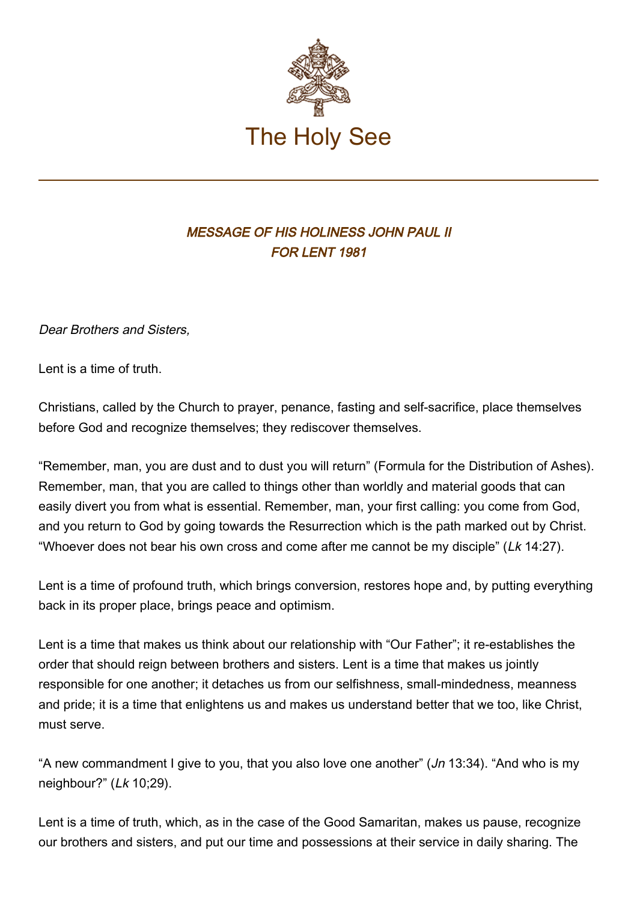# The Holy See

## *MESSAGE OF HIS HOLINESS JOHN PAUL II FOR LENT 1981*

*Dear Brothers and Sisters,*

Lent is a time of truth.

Christians, called by the Church to prayer, penance, fasting and self-sacrifice, place themselves before God and recognize themselves; they rediscover themselves.

“Remember, man, you are dust and to dust you will return” (Formula for the Distribution of Ashes). Remember, man, that you are called to things other than worldly and material goods that can easily divert you from what is essential. Remember, man, your first calling: you come from God, and you return to God by going towards the Resurrection which is the path marked out by Christ. “Whoever does not bear his own cross and come after me cannot be my disciple” (*Lk* 14:27).

Lent is a time of profound truth, which brings conversion, restores hope and, by putting everything back in its proper place, brings peace and optimism.

Lent is a time that makes us think about our relationship with “Our Father”; it re-establishes the order that should reign between brothers and sisters. Lent is a time that makes us jointly responsible for one another; it detaches us from our selfishness, small-mindedness, meanness and pride; it is a time that enlightens us and makes us understand better that we too, like Christ, must serve.

“A new commandment I give to you, that you also love one another” (*Jn* 13:34). “And who is my neighbour?” (*Lk* 10;29).

Lent is a time of truth, which, as in the case of the Good Samaritan, makes us pause, recognize our brothers and sisters, and put our time and possessions at their service in daily sharing. The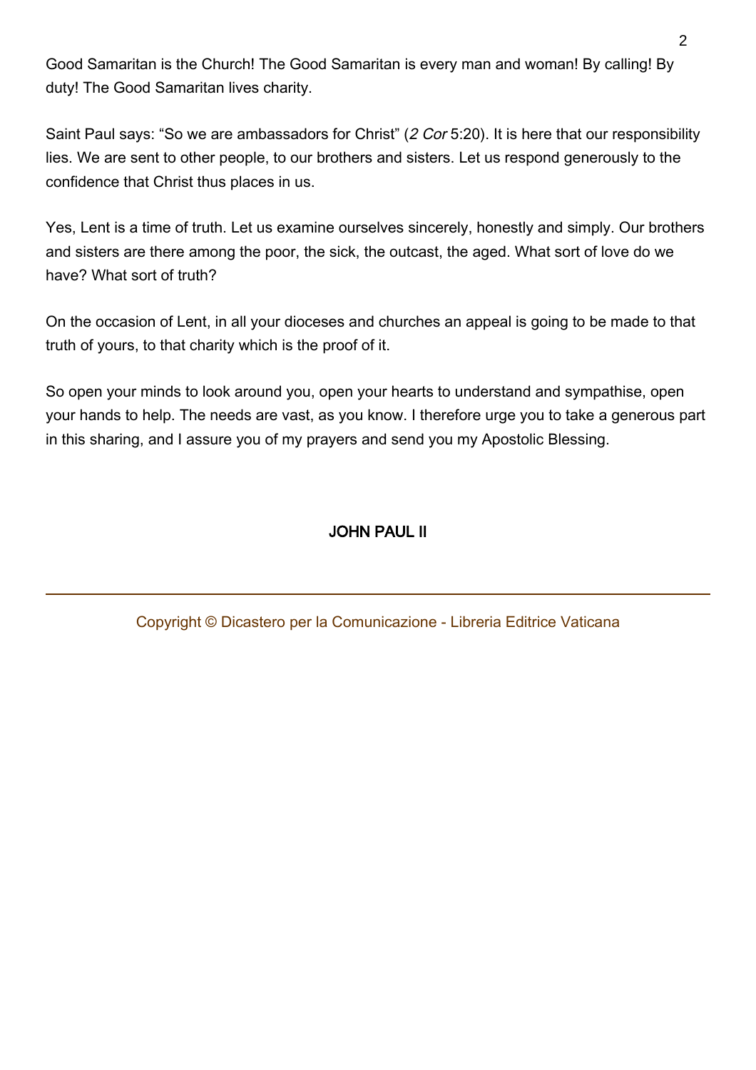Good Samaritan is the Church! The Good Samaritan is every man and woman! By calling! By duty! The Good Samaritan lives charity.

Saint Paul says: “So we are ambassadors for Christ” (*2 Cor* 5:20). It is here that our responsibility lies. We are sent to other people, to our brothers and sisters. Let us respond generously to the confidence that Christ thus places in us.

Yes, Lent is a time of truth. Let us examine ourselves sincerely, honestly and simply. Our brothers and sisters are there among the poor, the sick, the outcast, the aged. What sort of love do we have? What sort of truth?

On the occasion of Lent, in all your dioceses and churches an appeal is going to be made to that truth of yours, to that charity which is the proof of it.

So open your minds to look around you, open your hearts to understand and sympathise, open your hands to help. The needs are vast, as you know. I therefore urge you to take a generous part in this sharing, and I assure you of my prayers and send you my Apostolic Blessing.

**JOHN PAUL II**

---

Copyright © Dicastero per la Comunicazione - Libreria Editrice Vaticana